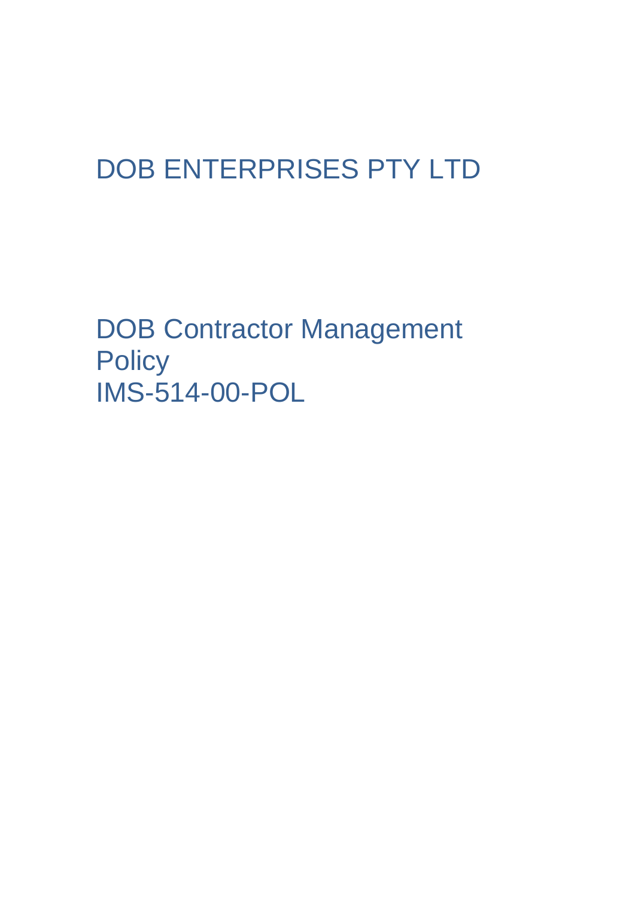# DOB ENTERPRISES PTY LTD

# DOB Contractor Management Policy
# IMS-514-00-POL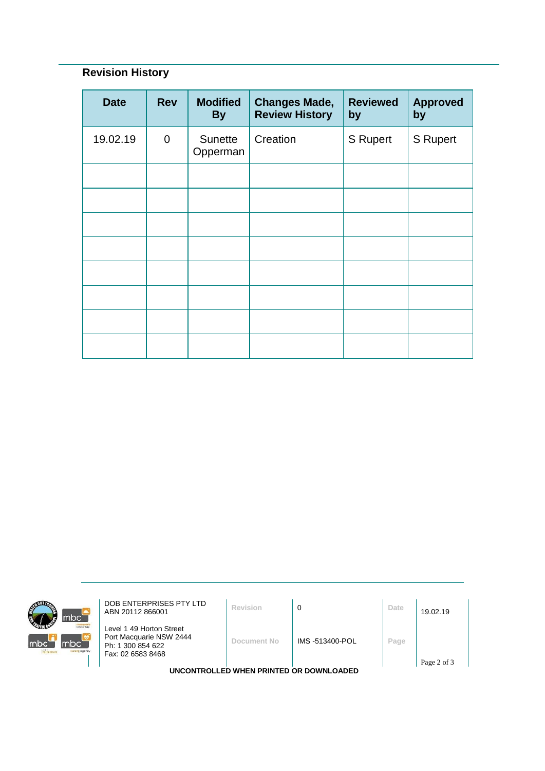## Revision History

| Date | Rev | Modified By | Changes Made, Review History | Reviewed by | Approved by |
|---|---|---|---|---|---|
| 19.02.19 | 0 | Sunette Opperman | Creation | S Rupert | S Rupert |
| | | | | | |
| | | | | | |
| | | | | | |
| | | | | | |
| | | | | | |
| | | | | | |
| | | | | | |
| | | | | | |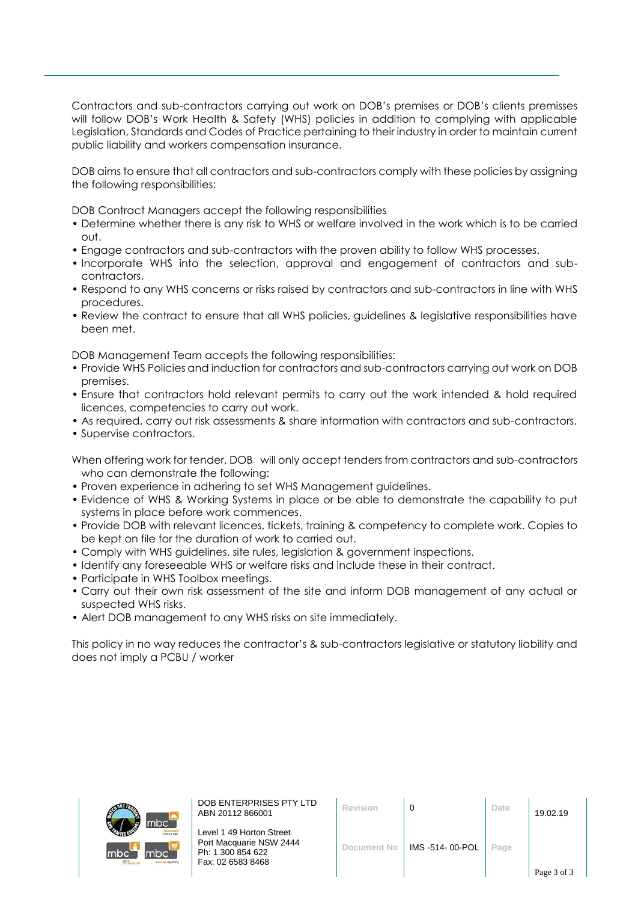Contractors and sub-contractors carrying out work on DOB's premises or DOB's clients premisses will follow DOB's Work Health & Safety (WHS) policies in addition to complying with applicable Legislation, Standards and Codes of Practice pertaining to their industry in order to maintain current public liability and workers compensation insurance.

DOB aims to ensure that all contractors and sub-contractors comply with these policies by assigning the following responsibilities:

DOB Contract Managers accept the following responsibilities

- Determine whether there is any risk to WHS or welfare involved in the work which is to be carried out.
- Engage contractors and sub-contractors with the proven ability to follow WHS processes.
- Incorporate WHS into the selection, approval and engagement of contractors and sub-contractors.
- Respond to any WHS concerns or risks raised by contractors and sub-contractors in line with WHS procedures.
- Review the contract to ensure that all WHS policies, guidelines & legislative responsibilities have been met.

DOB Management Team accepts the following responsibilities:

- Provide WHS Policies and induction for contractors and sub-contractors carrying out work on DOB premises.
- Ensure that contractors hold relevant permits to carry out the work intended & hold required licences, competencies to carry out work.
- As required, carry out risk assessments & share information with contractors and sub-contractors.
- Supervise contractors.

When offering work for tender, DOB will only accept tenders from contractors and sub-contractors who can demonstrate the following:

- Proven experience in adhering to set WHS Management guidelines.
- Evidence of WHS & Working Systems in place or be able to demonstrate the capability to put systems in place before work commences.
- Provide DOB with relevant licences, tickets, training & competency to complete work. Copies to be kept on file for the duration of work to carried out.
- Comply with WHS guidelines, site rules, legislation & government inspections.
- Identify any foreseeable WHS or welfare risks and include these in their contract.
- Participate in WHS Toolbox meetings.
- Carry out their own risk assessment of the site and inform DOB management of any actual or suspected WHS risks.
- Alert DOB management to any WHS risks on site immediately.

This policy in no way reduces the contractor's & sub-contractors legislative or statutory liability and does not imply a PCBU / worker